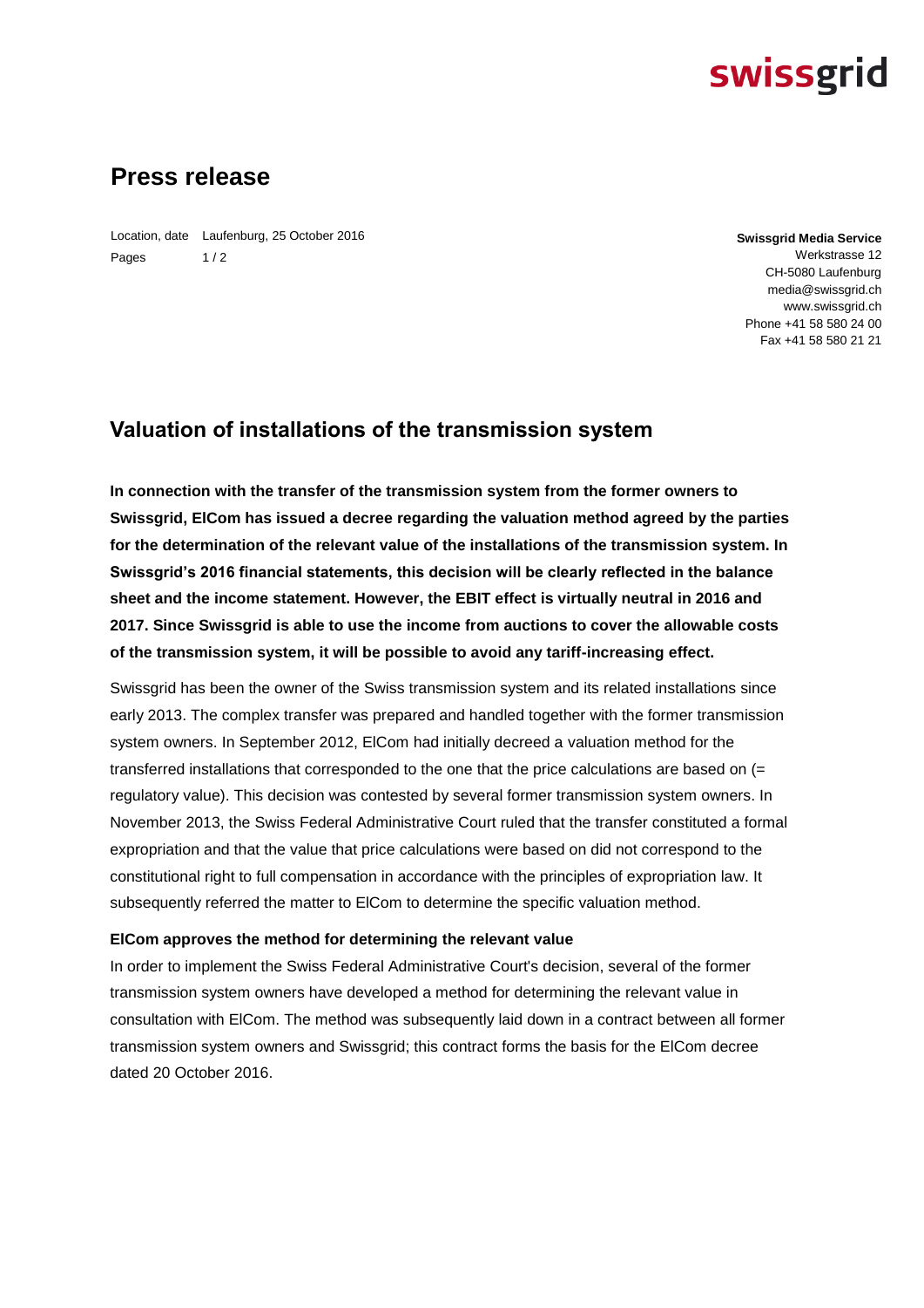swissgrid

# Press release

Location, date Laufenburg, 25 October 2016
Pages 1 / 2

**Swissgrid Media Service**
Werkstrasse 12
CH-5080 Laufenburg
media@swissgrid.ch
www.swissgrid.ch
Phone +41 58 580 24 00
Fax +41 58 580 21 21

## Valuation of installations of the transmission system

**In connection with the transfer of the transmission system from the former owners to Swissgrid, ElCom has issued a decree regarding the valuation method agreed by the parties for the determination of the relevant value of the installations of the transmission system. In Swissgrid's 2016 financial statements, this decision will be clearly reflected in the balance sheet and the income statement. However, the EBIT effect is virtually neutral in 2016 and 2017. Since Swissgrid is able to use the income from auctions to cover the allowable costs of the transmission system, it will be possible to avoid any tariff-increasing effect.**

Swissgrid has been the owner of the Swiss transmission system and its related installations since early 2013. The complex transfer was prepared and handled together with the former transmission system owners. In September 2012, ElCom had initially decreed a valuation method for the transferred installations that corresponded to the one that the price calculations are based on (= regulatory value). This decision was contested by several former transmission system owners. In November 2013, the Swiss Federal Administrative Court ruled that the transfer constituted a formal expropriation and that the value that price calculations were based on did not correspond to the constitutional right to full compensation in accordance with the principles of expropriation law. It subsequently referred the matter to ElCom to determine the specific valuation method.

### ElCom approves the method for determining the relevant value

In order to implement the Swiss Federal Administrative Court's decision, several of the former transmission system owners have developed a method for determining the relevant value in consultation with ElCom. The method was subsequently laid down in a contract between all former transmission system owners and Swissgrid; this contract forms the basis for the ElCom decree dated 20 October 2016.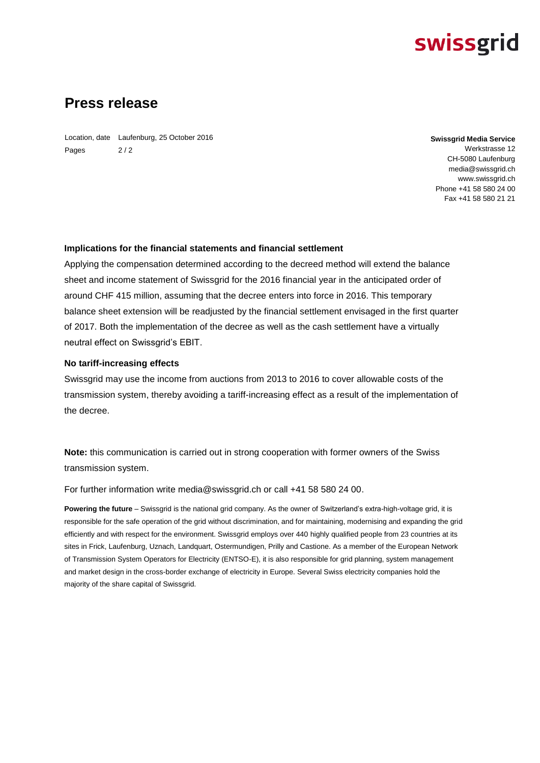## Press release

Location, date Laufenburg, 25 October 2016
Pages 2 / 2

**Swissgrid Media Service**
Werkstrasse 12
CH-5080 Laufenburg
media@swissgrid.ch
www.swissgrid.ch
Phone +41 58 580 24 00
Fax +41 58 580 21 21

### Implications for the financial statements and financial settlement

Applying the compensation determined according to the decreed method will extend the balance sheet and income statement of Swissgrid for the 2016 financial year in the anticipated order of around CHF 415 million, assuming that the decree enters into force in 2016. This temporary balance sheet extension will be readjusted by the financial settlement envisaged in the first quarter of 2017. Both the implementation of the decree as well as the cash settlement have a virtually neutral effect on Swissgrid's EBIT.

### No tariff-increasing effects

Swissgrid may use the income from auctions from 2013 to 2016 to cover allowable costs of the transmission system, thereby avoiding a tariff-increasing effect as a result of the implementation of the decree.

**Note:** this communication is carried out in strong cooperation with former owners of the Swiss transmission system.

For further information write media@swissgrid.ch or call +41 58 580 24 00.

**Powering the future** – Swissgrid is the national grid company. As the owner of Switzerland's extra-high-voltage grid, it is responsible for the safe operation of the grid without discrimination, and for maintaining, modernising and expanding the grid efficiently and with respect for the environment. Swissgrid employs over 440 highly qualified people from 23 countries at its sites in Frick, Laufenburg, Uznach, Landquart, Ostermundigen, Prilly and Castione. As a member of the European Network of Transmission System Operators for Electricity (ENTSO-E), it is also responsible for grid planning, system management and market design in the cross-border exchange of electricity in Europe. Several Swiss electricity companies hold the majority of the share capital of Swissgrid.